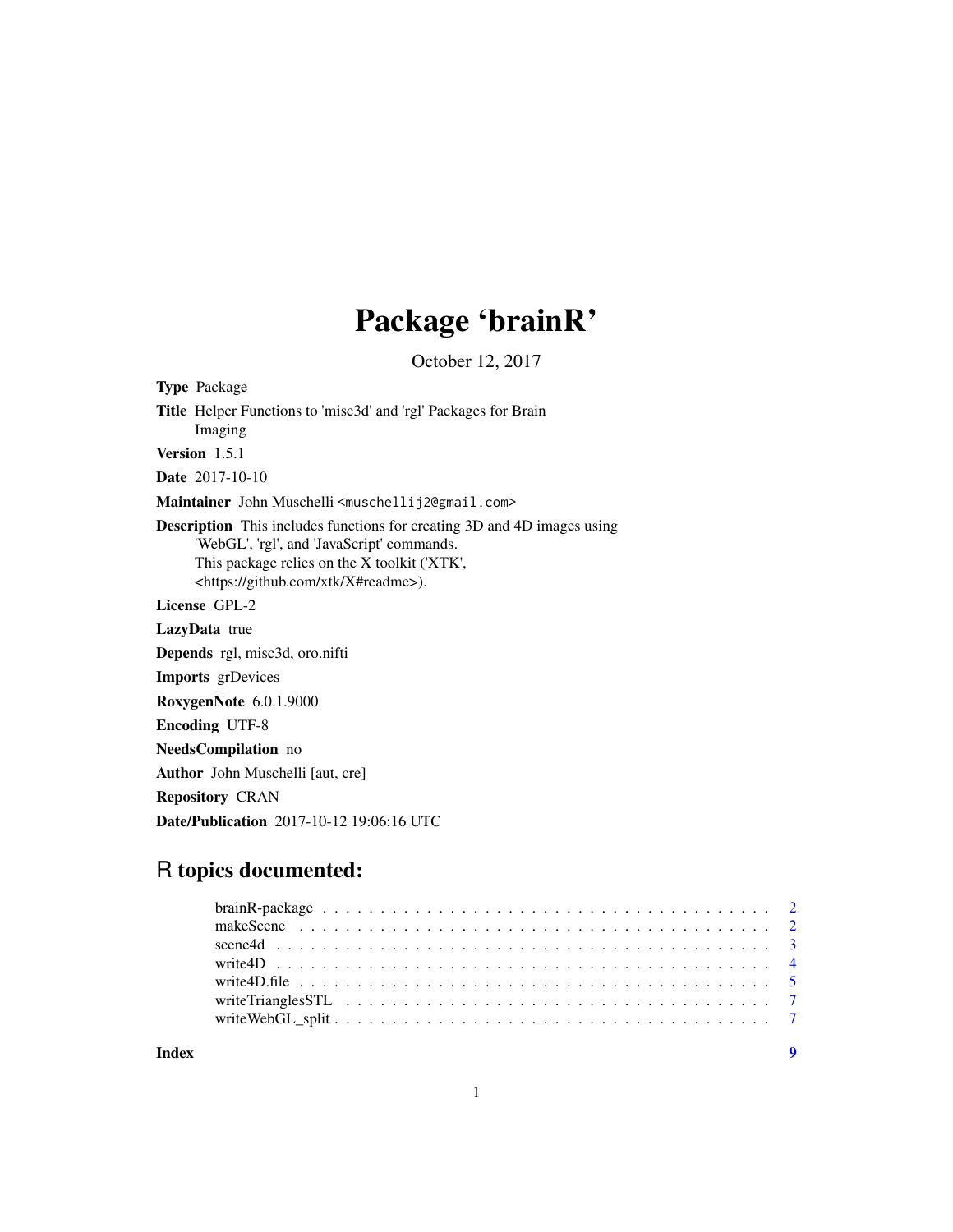# Package 'brainR'

October 12, 2017

**Type** Package

**Title** Helper Functions to 'misc3d' and 'rgl' Packages for Brain Imaging

**Version** 1.5.1

**Date** 2017-10-10

**Maintainer** John Muschelli <muschellij2@gmail.com>

**Description** This includes functions for creating 3D and 4D images using 'WebGL', 'rgl', and 'JavaScript' commands. This package relies on the X toolkit ('XTK', <https://github.com/xtk/X#readme>).

**License** GPL-2

**LazyData** true

**Depends** rgl, misc3d, oro.nifti

**Imports** grDevices

**RoxygenNote** 6.0.1.9000

**Encoding** UTF-8

**NeedsCompilation** no

**Author** John Muschelli [aut, cre]

**Repository** CRAN

**Date/Publication** 2017-10-12 19:06:16 UTC

## R topics documented:

- brainR-package . . . . . . . . . . . . . . . . . . . . . . . . . . . . . . . . . . . 2
- makeScene . . . . . . . . . . . . . . . . . . . . . . . . . . . . . . . . . . . . . . 2
- scene4d . . . . . . . . . . . . . . . . . . . . . . . . . . . . . . . . . . . . . . . 3
- write4D . . . . . . . . . . . . . . . . . . . . . . . . . . . . . . . . . . . . . . . 4
- write4D.file . . . . . . . . . . . . . . . . . . . . . . . . . . . . . . . . . . . . . 5
- writeTrianglesSTL . . . . . . . . . . . . . . . . . . . . . . . . . . . . . . . . . . 7
- writeWebGL_split . . . . . . . . . . . . . . . . . . . . . . . . . . . . . . . . . . 7

**Index** 9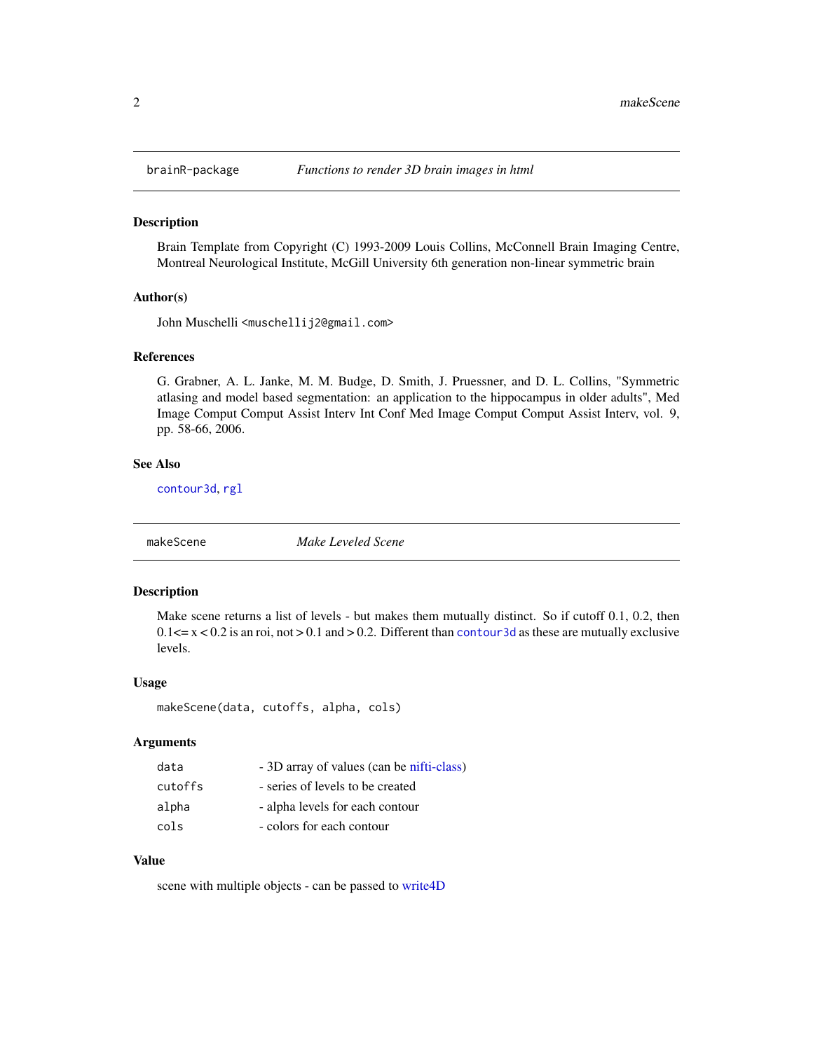## brainR-package — *Functions to render 3D brain images in html*

### Description

Brain Template from Copyright (C) 1993-2009 Louis Collins, McConnell Brain Imaging Centre, Montreal Neurological Institute, McGill University 6th generation non-linear symmetric brain

### Author(s)

John Muschelli <muschellij2@gmail.com>

### References

G. Grabner, A. L. Janke, M. M. Budge, D. Smith, J. Pruessner, and D. L. Collins, "Symmetric atlasing and model based segmentation: an application to the hippocampus in older adults", Med Image Comput Comput Assist Interv Int Conf Med Image Comput Comput Assist Interv, vol. 9, pp. 58-66, 2006.

### See Also

`contour3d`, `rgl`

## makeScene — *Make Leveled Scene*

### Description

Make scene returns a list of levels - but makes them mutually distinct. So if cutoff 0.1, 0.2, then 0.1<= x < 0.2 is an roi, not > 0.1 and > 0.2. Different than `contour3d` as these are mutually exclusive levels.

### Usage

```
makeScene(data, cutoffs, alpha, cols)
```

### Arguments

| | |
|---|---|
| `data` | - 3D array of values (can be nifti-class) |
| `cutoffs` | - series of levels to be created |
| `alpha` | - alpha levels for each contour |
| `cols` | - colors for each contour |

### Value

scene with multiple objects - can be passed to write4D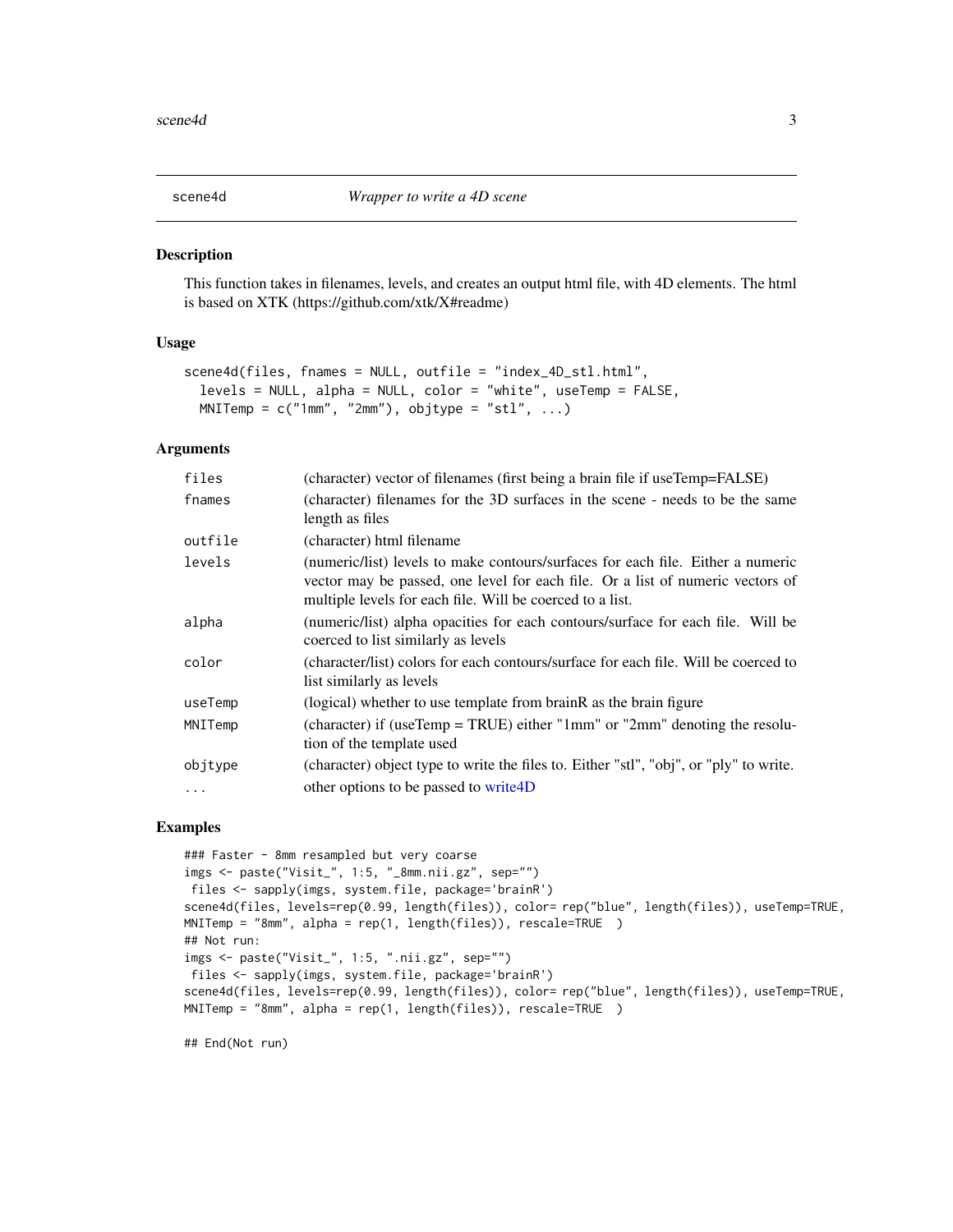# scene4d — *Wrapper to write a 4D scene*

## Description

This function takes in filenames, levels, and creates an output html file, with 4D elements. The html is based on XTK (https://github.com/xtk/X#readme)

## Usage

```
scene4d(files, fnames = NULL, outfile = "index_4D_stl.html",
  levels = NULL, alpha = NULL, color = "white", useTemp = FALSE,
  MNITemp = c("1mm", "2mm"), objtype = "stl", ...)
```

## Arguments

| | |
|---|---|
| `files` | (character) vector of filenames (first being a brain file if useTemp=FALSE) |
| `fnames` | (character) filenames for the 3D surfaces in the scene - needs to be the same length as files |
| `outfile` | (character) html filename |
| `levels` | (numeric/list) levels to make contours/surfaces for each file. Either a numeric vector may be passed, one level for each file. Or a list of numeric vectors of multiple levels for each file. Will be coerced to a list. |
| `alpha` | (numeric/list) alpha opacities for each contours/surface for each file. Will be coerced to list similarly as levels |
| `color` | (character/list) colors for each contours/surface for each file. Will be coerced to list similarly as levels |
| `useTemp` | (logical) whether to use template from brainR as the brain figure |
| `MNITemp` | (character) if (useTemp = TRUE) either "1mm" or "2mm" denoting the resolution of the template used |
| `objtype` | (character) object type to write the files to. Either "stl", "obj", or "ply" to write. |
| `...` | other options to be passed to write4D |

## Examples

```
### Faster - 8mm resampled but very coarse
imgs <- paste("Visit_", 1:5, "_8mm.nii.gz", sep="")
 files <- sapply(imgs, system.file, package='brainR')
scene4d(files, levels=rep(0.99, length(files)), color= rep("blue", length(files)), useTemp=TRUE,
MNITemp = "8mm", alpha = rep(1, length(files)), rescale=TRUE  )
## Not run:
imgs <- paste("Visit_", 1:5, ".nii.gz", sep="")
 files <- sapply(imgs, system.file, package='brainR')
scene4d(files, levels=rep(0.99, length(files)), color= rep("blue", length(files)), useTemp=TRUE,
MNITemp = "8mm", alpha = rep(1, length(files)), rescale=TRUE  )

## End(Not run)
```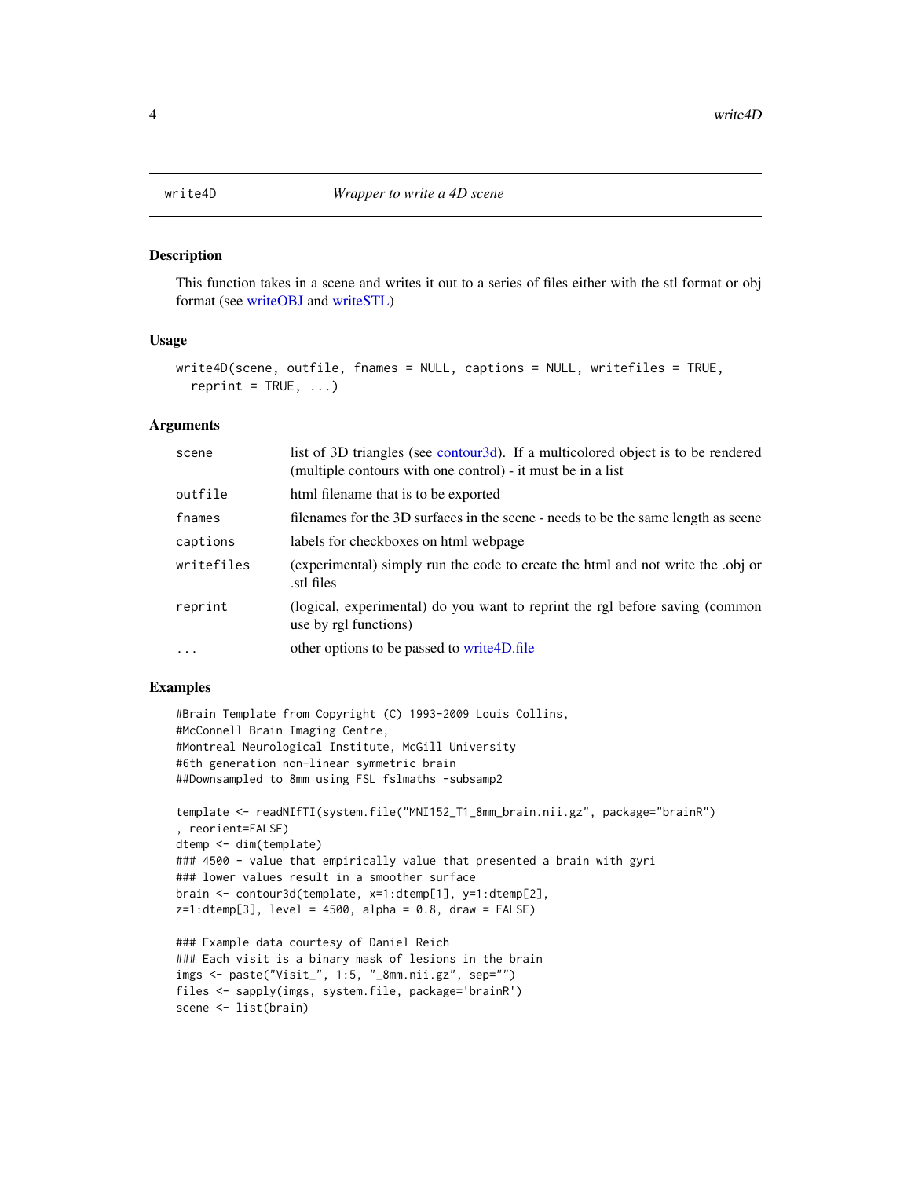## write4D — *Wrapper to write a 4D scene*

### Description

This function takes in a scene and writes it out to a series of files either with the stl format or obj format (see writeOBJ and writeSTL)

### Usage

```
write4D(scene, outfile, fnames = NULL, captions = NULL, writefiles = TRUE,
  reprint = TRUE, ...)
```

### Arguments

| | |
|---|---|
| scene | list of 3D triangles (see contour3d). If a multicolored object is to be rendered (multiple contours with one control) - it must be in a list |
| outfile | html filename that is to be exported |
| fnames | filenames for the 3D surfaces in the scene - needs to be the same length as scene |
| captions | labels for checkboxes on html webpage |
| writefiles | (experimental) simply run the code to create the html and not write the .obj or .stl files |
| reprint | (logical, experimental) do you want to reprint the rgl before saving (common use by rgl functions) |
| ... | other options to be passed to write4D.file |

### Examples

```
#Brain Template from Copyright (C) 1993-2009 Louis Collins,
#McConnell Brain Imaging Centre,
#Montreal Neurological Institute, McGill University
#6th generation non-linear symmetric brain
##Downsampled to 8mm using FSL fslmaths -subsamp2

template <- readNIfTI(system.file("MNI152_T1_8mm_brain.nii.gz", package="brainR")
, reorient=FALSE)
dtemp <- dim(template)
### 4500 - value that empirically value that presented a brain with gyri
### lower values result in a smoother surface
brain <- contour3d(template, x=1:dtemp[1], y=1:dtemp[2],
z=1:dtemp[3], level = 4500, alpha = 0.8, draw = FALSE)

### Example data courtesy of Daniel Reich
### Each visit is a binary mask of lesions in the brain
imgs <- paste("Visit_", 1:5, "_8mm.nii.gz", sep="")
files <- sapply(imgs, system.file, package='brainR')
scene <- list(brain)
```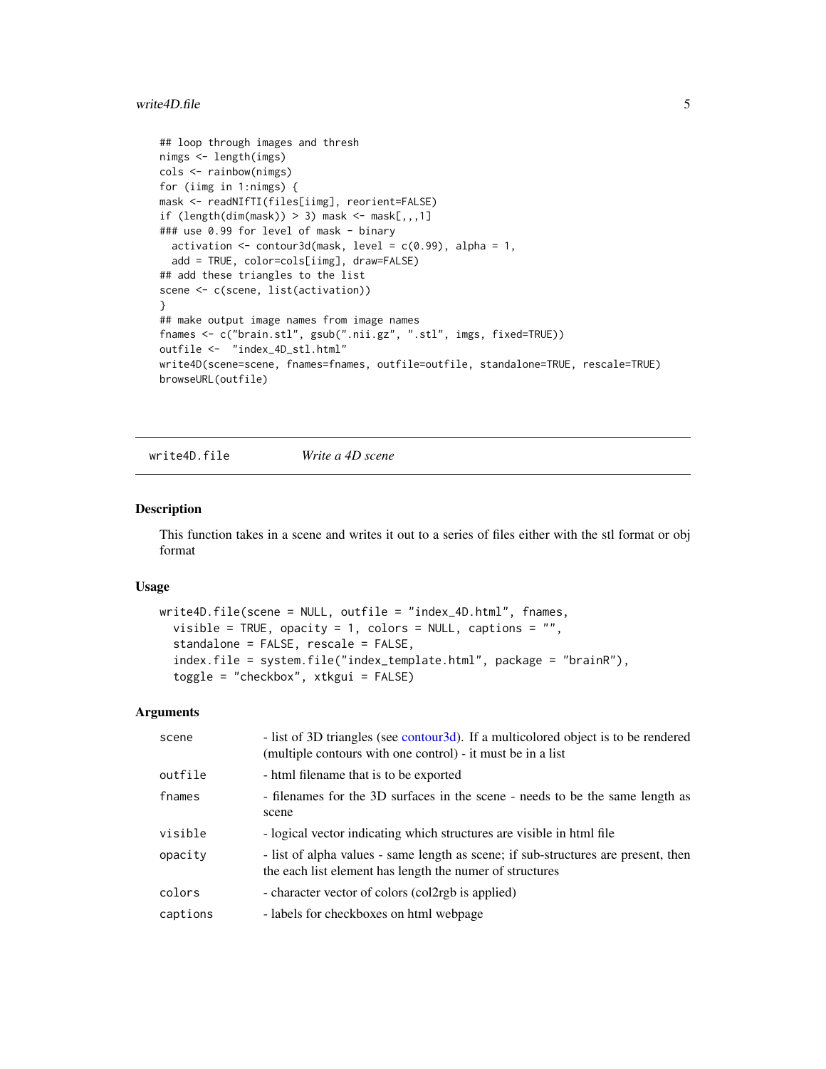```
## loop through images and thresh
nimgs <- length(imgs)
cols <- rainbow(nimgs)
for (iimg in 1:nimgs) {
mask <- readNIfTI(files[iimg], reorient=FALSE)
if (length(dim(mask)) > 3) mask <- mask[,,,1]
### use 0.99 for level of mask - binary
  activation <- contour3d(mask, level = c(0.99), alpha = 1,
  add = TRUE, color=cols[iimg], draw=FALSE)
## add these triangles to the list
scene <- c(scene, list(activation))
}
## make output image names from image names
fnames <- c("brain.stl", gsub(".nii.gz", ".stl", imgs, fixed=TRUE))
outfile <-  "index_4D_stl.html"
write4D(scene=scene, fnames=fnames, outfile=outfile, standalone=TRUE, rescale=TRUE)
browseURL(outfile)
```

---

## write4D.file — *Write a 4D scene*

### Description

This function takes in a scene and writes it out to a series of files either with the stl format or obj format

### Usage

```
write4D.file(scene = NULL, outfile = "index_4D.html", fnames,
  visible = TRUE, opacity = 1, colors = NULL, captions = "",
  standalone = FALSE, rescale = FALSE,
  index.file = system.file("index_template.html", package = "brainR"),
  toggle = "checkbox", xtkgui = FALSE)
```

### Arguments

| | |
|---|---|
| `scene` | - list of 3D triangles (see contour3d). If a multicolored object is to be rendered (multiple contours with one control) - it must be in a list |
| `outfile` | - html filename that is to be exported |
| `fnames` | - filenames for the 3D surfaces in the scene - needs to be the same length as scene |
| `visible` | - logical vector indicating which structures are visible in html file |
| `opacity` | - list of alpha values - same length as scene; if sub-structures are present, then the each list element has length the numer of structures |
| `colors` | - character vector of colors (col2rgb is applied) |
| `captions` | - labels for checkboxes on html webpage |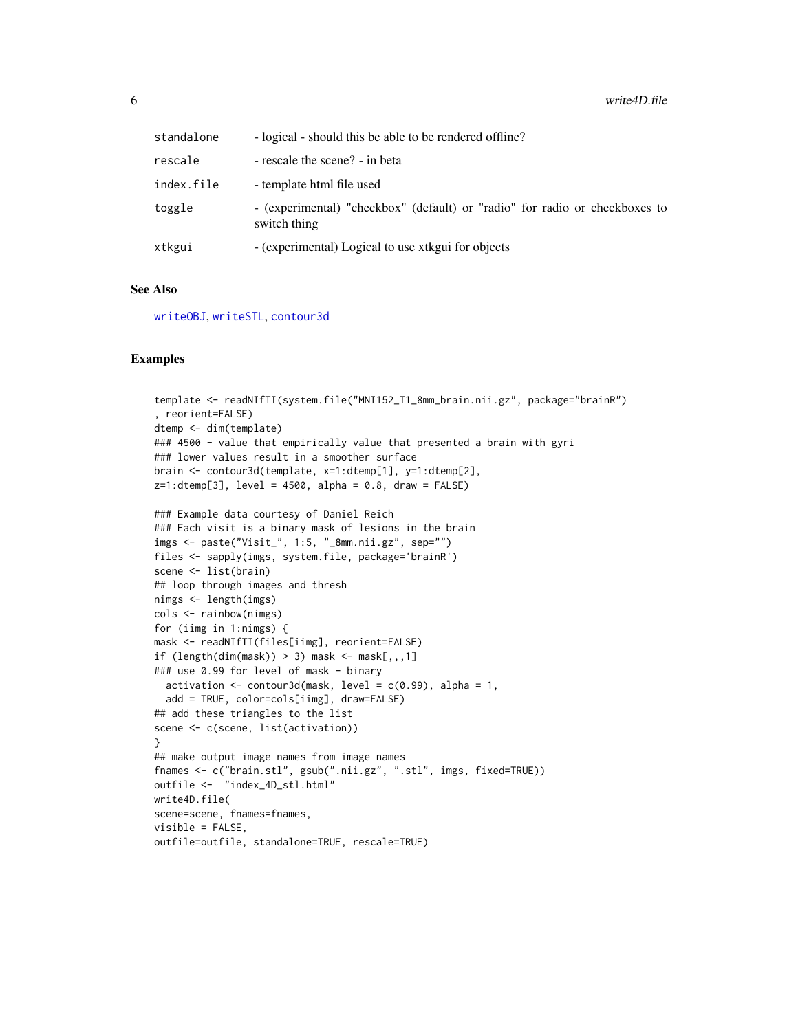| | |
|---|---|
| standalone | - logical - should this be able to be rendered offline? |
| rescale | - rescale the scene? - in beta |
| index.file | - template html file used |
| toggle | - (experimental) "checkbox" (default) or "radio" for radio or checkboxes to switch thing |
| xtkgui | - (experimental) Logical to use xtkgui for objects |

## See Also

writeOBJ, writeSTL, contour3d

## Examples

```
template <- readNIfTI(system.file("MNI152_T1_8mm_brain.nii.gz", package="brainR")
, reorient=FALSE)
dtemp <- dim(template)
### 4500 - value that empirically value that presented a brain with gyri
### lower values result in a smoother surface
brain <- contour3d(template, x=1:dtemp[1], y=1:dtemp[2],
z=1:dtemp[3], level = 4500, alpha = 0.8, draw = FALSE)

### Example data courtesy of Daniel Reich
### Each visit is a binary mask of lesions in the brain
imgs <- paste("Visit_", 1:5, "_8mm.nii.gz", sep="")
files <- sapply(imgs, system.file, package='brainR')
scene <- list(brain)
## loop through images and thresh
nimgs <- length(imgs)
cols <- rainbow(nimgs)
for (iimg in 1:nimgs) {
mask <- readNIfTI(files[iimg], reorient=FALSE)
if (length(dim(mask)) > 3) mask <- mask[,,,1]
### use 0.99 for level of mask - binary
  activation <- contour3d(mask, level = c(0.99), alpha = 1,
  add = TRUE, color=cols[iimg], draw=FALSE)
## add these triangles to the list
scene <- c(scene, list(activation))
}
## make output image names from image names
fnames <- c("brain.stl", gsub(".nii.gz", ".stl", imgs, fixed=TRUE))
outfile <-  "index_4D_stl.html"
write4D.file(
scene=scene, fnames=fnames,
visible = FALSE,
outfile=outfile, standalone=TRUE, rescale=TRUE)
```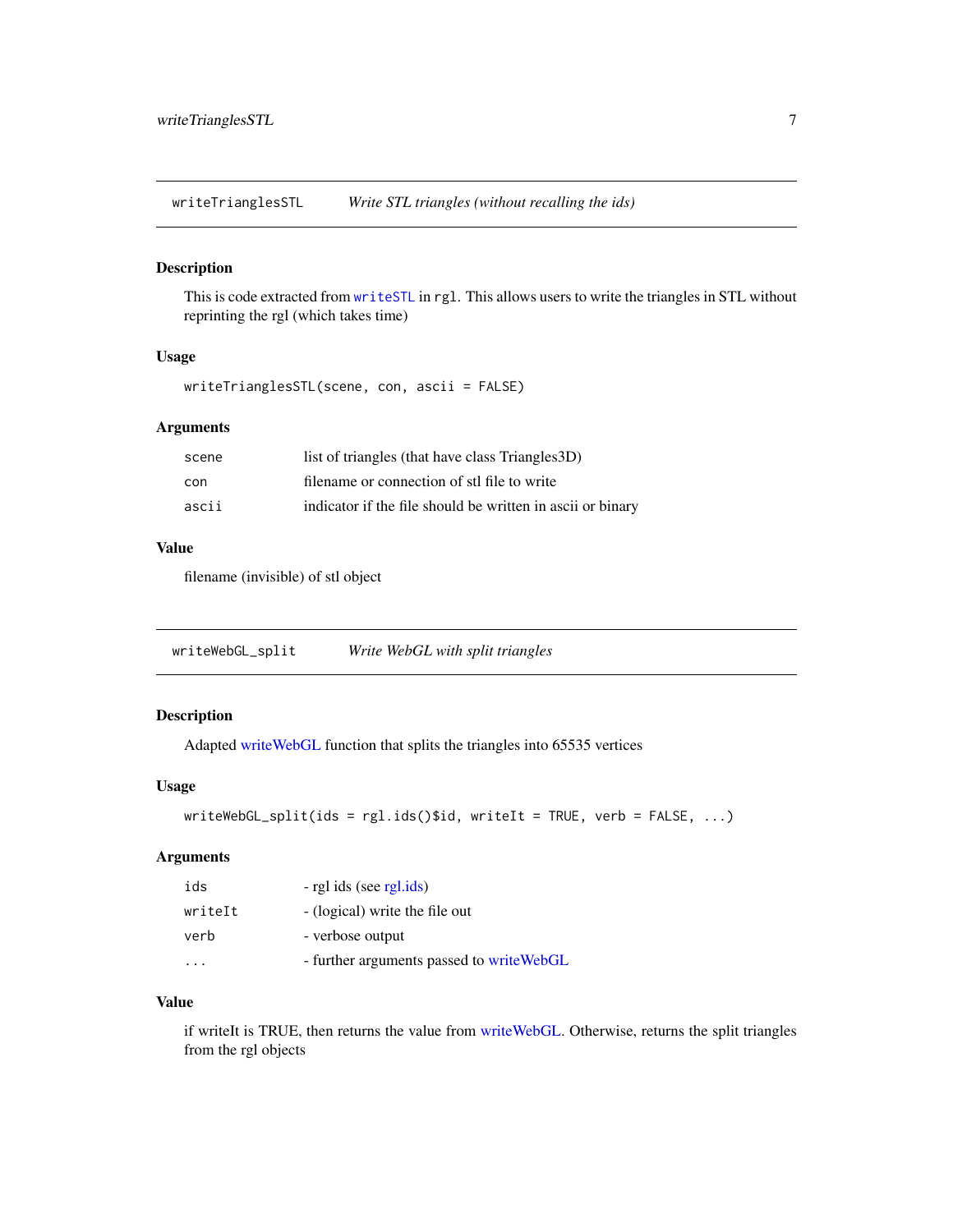## writeTrianglesSTL — *Write STL triangles (without recalling the ids)*

### Description

This is code extracted from `writeSTL` in `rgl`. This allows users to write the triangles in STL without reprinting the rgl (which takes time)

### Usage

```
writeTrianglesSTL(scene, con, ascii = FALSE)
```

### Arguments

| | |
|---|---|
| `scene` | list of triangles (that have class Triangles3D) |
| `con` | filename or connection of stl file to write |
| `ascii` | indicator if the file should be written in ascii or binary |

### Value

filename (invisible) of stl object

## writeWebGL_split — *Write WebGL with split triangles*

### Description

Adapted writeWebGL function that splits the triangles into 65535 vertices

### Usage

```
writeWebGL_split(ids = rgl.ids()$id, writeIt = TRUE, verb = FALSE, ...)
```

### Arguments

| | |
|---|---|
| `ids` | - rgl ids (see rgl.ids) |
| `writeIt` | - (logical) write the file out |
| `verb` | - verbose output |
| `...` | - further arguments passed to writeWebGL |

### Value

if writeIt is TRUE, then returns the value from writeWebGL. Otherwise, returns the split triangles from the rgl objects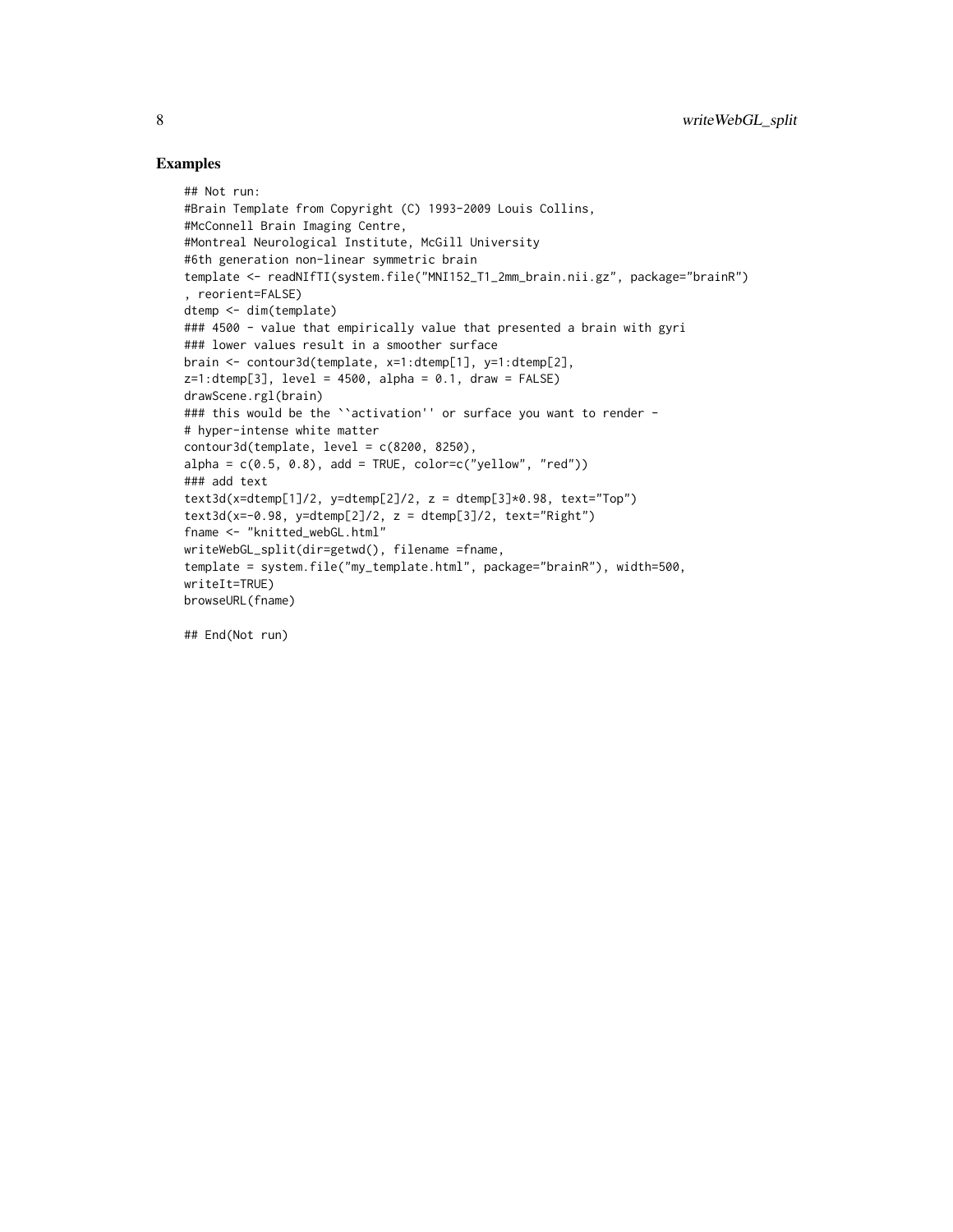## Examples

```
## Not run:
#Brain Template from Copyright (C) 1993-2009 Louis Collins,
#McConnell Brain Imaging Centre,
#Montreal Neurological Institute, McGill University
#6th generation non-linear symmetric brain
template <- readNIfTI(system.file("MNI152_T1_2mm_brain.nii.gz", package="brainR")
, reorient=FALSE)
dtemp <- dim(template)
### 4500 - value that empirically value that presented a brain with gyri
### lower values result in a smoother surface
brain <- contour3d(template, x=1:dtemp[1], y=1:dtemp[2],
z=1:dtemp[3], level = 4500, alpha = 0.1, draw = FALSE)
drawScene.rgl(brain)
### this would be the ``activation'' or surface you want to render -
# hyper-intense white matter
contour3d(template, level = c(8200, 8250),
alpha = c(0.5, 0.8), add = TRUE, color=c("yellow", "red"))
### add text
text3d(x=dtemp[1]/2, y=dtemp[2]/2, z = dtemp[3]*0.98, text="Top")
text3d(x=-0.98, y=dtemp[2]/2, z = dtemp[3]/2, text="Right")
fname <- "knitted_webGL.html"
writeWebGL_split(dir=getwd(), filename =fname,
template = system.file("my_template.html", package="brainR"), width=500,
writeIt=TRUE)
browseURL(fname)

## End(Not run)
```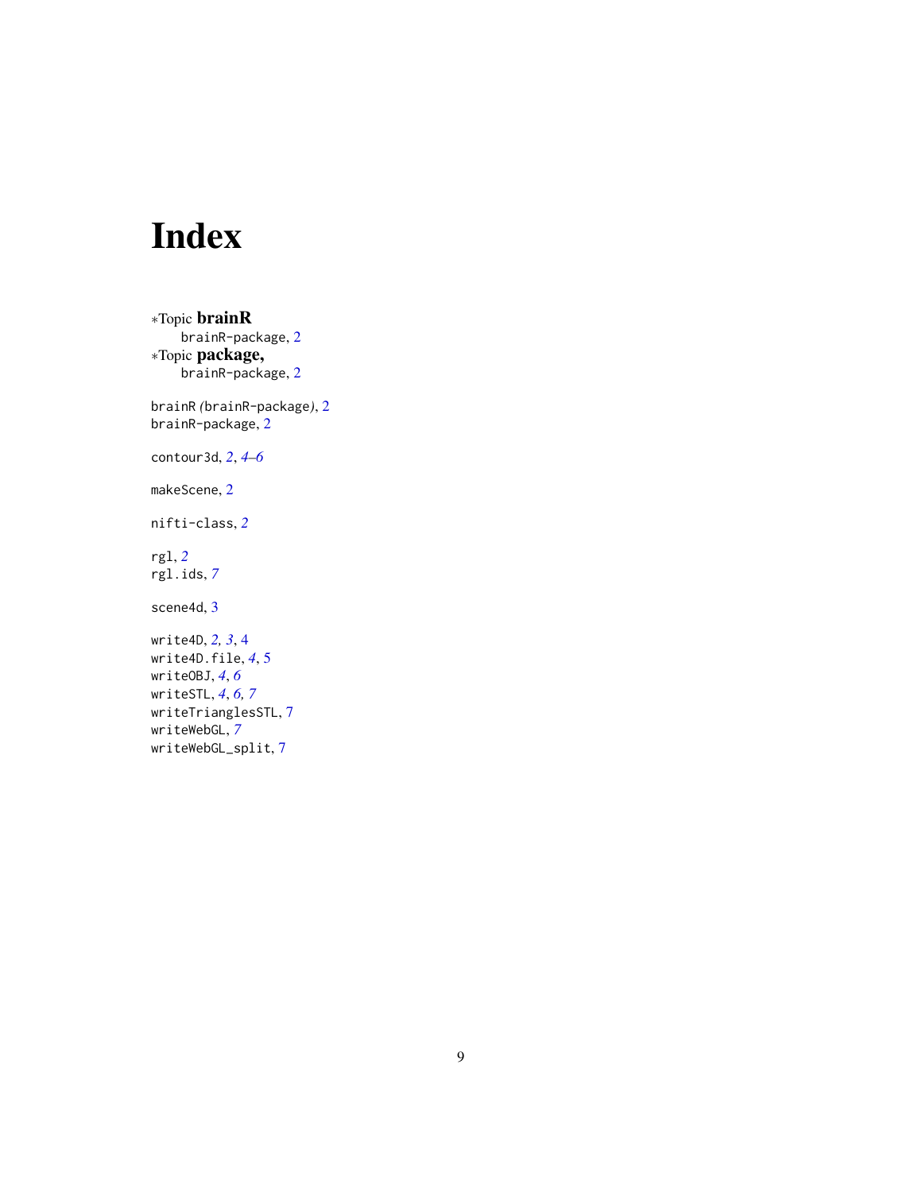# Index

∗Topic **brainR**
  brainR-package, 2
∗Topic **package,**
  brainR-package, 2

brainR (brainR-package), 2
brainR-package, 2

contour3d, *2*, *4–6*

makeScene, 2

nifti-class, *2*

rgl, *2*
rgl.ids, *7*

scene4d, 3

write4D, *2, 3*, 4
write4D.file, *4*, 5
writeOBJ, *4*, *6*
writeSTL, *4*, *6, 7*
writeTrianglesSTL, 7
writeWebGL, *7*
writeWebGL_split, 7